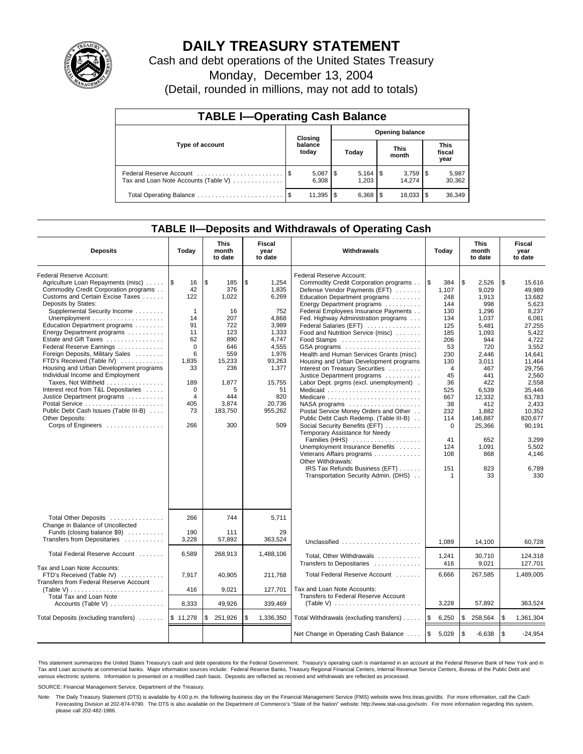# DAILY TREASURY STATEMENT

Cash and debt operations of the United States Treasury

Monday, December 13, 2004

(Detail, rounded in millions, may not add to totals)

| TABLE I—Operating Cash Balance | | | | |
|---|---|---|---|---|
| Type of account | Closing balance today | Opening balance | | |
| | | Today | This month | This fiscal year |
| Federal Reserve Account | $ 5,087 | $ 5,164 | $ 3,759 | $ 5,987 |
| Tax and Loan Note Accounts (Table V) | 6,308 | 1,203 | 14,274 | 30,362 |
| Total Operating Balance | $ 11,395 | $ 6,368 | $ 18,033 | $ 36,349 |

## TABLE II—Deposits and Withdrawals of Operating Cash

| Deposits | Today | This month to date | Fiscal year to date | Withdrawals | Today | This month to date | Fiscal year to date |
|---|---|---|---|---|---|---|---|
| Federal Reserve Account: | | | | Federal Reserve Account: | | | |
| Agriculture Loan Repayments (misc) | $ 16 | $ 185 | $ 1,254 | Commodity Credit Corporation programs | $ 384 | $ 2,526 | $ 15,616 |
| Commodity Credit Corporation programs | 42 | 376 | 1,835 | Defense Vendor Payments (EFT) | 1,107 | 9,029 | 49,989 |
| Customs and Certain Excise Taxes | 122 | 1,022 | 6,269 | Education Department programs | 248 | 1,913 | 13,682 |
| Deposits by States: | | | | Energy Department programs | 144 | 998 | 5,623 |
| Supplemental Security Income | 1 | 16 | 752 | Federal Employees Insurance Payments | 130 | 1,296 | 8,237 |
| Unemployment | 14 | 207 | 4,868 | Fed. Highway Administration programs | 134 | 1,037 | 6,081 |
| Education Department programs | 91 | 722 | 3,989 | Federal Salaries (EFT) | 125 | 5,481 | 27,255 |
| Energy Department programs | 11 | 123 | 1,333 | Food and Nutrition Service (misc) | 185 | 1,093 | 5,422 |
| Estate and Gift Taxes | 62 | 890 | 4,747 | Food Stamps | 206 | 944 | 4,722 |
| Federal Reserve Earnings | 0 | 646 | 4,555 | GSA programs | 53 | 720 | 3,552 |
| Foreign Deposits, Military Sales | 6 | 559 | 1,976 | Health and Human Services Grants (misc) | 230 | 2,446 | 14,641 |
| FTD's Received (Table IV) | 1,835 | 15,233 | 93,263 | Housing and Urban Development programs | 130 | 3,011 | 11,464 |
| Housing and Urban Development programs | 33 | 236 | 1,377 | Interest on Treasury Securities | 4 | 467 | 29,756 |
| Individual Income and Employment | | | | Justice Department programs | 45 | 441 | 2,560 |
| Taxes, Not Withheld | 189 | 1,877 | 15,755 | Labor Dept. prgms (excl. unemployment) | 36 | 422 | 2,558 |
| Interest recd from T&L Depositaries | 0 | 5 | 51 | Medicaid | 525 | 6,539 | 35,446 |
| Justice Department programs | 4 | 444 | 820 | Medicare | 667 | 12,332 | 63,783 |
| Postal Service | 405 | 3,874 | 20,736 | NASA programs | 38 | 412 | 2,433 |
| Public Debt Cash Issues (Table III-B) | 73 | 183,750 | 955,262 | Postal Service Money Orders and Other | 232 | 1,882 | 10,352 |
| Other Deposits: | | | | Public Debt Cash Redemp. (Table III-B) | 114 | 146,887 | 820,677 |
| Corps of Engineers | 266 | 300 | 509 | Social Security Benefits (EFT) | 0 | 25,366 | 90,191 |
| | | | | Temporary Assistance for Needy Families (HHS) | 41 | 652 | 3,299 |
| | | | | Unemployment Insurance Benefits | 124 | 1,091 | 5,502 |
| | | | | Veterans Affairs programs | 108 | 868 | 4,146 |
| | | | | Other Withdrawals: | | | |
| | | | | IRS Tax Refunds Business (EFT) | 151 | 823 | 6,789 |
| | | | | Transportation Security Admin. (DHS) | 1 | 33 | 330 |
| Total Other Deposits | 266 | 744 | 5,711 | | | | |
| Change in Balance of Uncollected Funds (closing balance $9) | 190 | 111 | 29 | | | | |
| Transfers from Depositaries | 3,228 | 57,892 | 363,524 | Unclassified | 1,089 | 14,100 | 60,728 |
| Total Federal Reserve Account | 6,589 | 268,913 | 1,488,106 | Total, Other Withdrawals | 1,241 | 30,710 | 124,318 |
| | | | | Transfers to Depositaries | 416 | 9,021 | 127,701 |
| Tax and Loan Note Accounts: | | | | | | | |
| FTD's Received (Table IV) | 7,917 | 40,905 | 211,768 | Total Federal Reserve Account | 6,666 | 267,585 | 1,489,005 |
| Transfers from Federal Reserve Account (Table V) | 416 | 9,021 | 127,701 | Tax and Loan Note Accounts: | | | |
| Total Tax and Loan Note Accounts (Table V) | 8,333 | 49,926 | 339,469 | Transfers to Federal Reserve Account (Table V) | 3,228 | 57,892 | 363,524 |
| Total Deposits (excluding transfers) | $ 11,278 | $ 251,926 | $ 1,336,350 | Total Withdrawals (excluding transfers) | $ 6,250 | $ 258,564 | $ 1,361,304 |
| | | | | Net Change in Operating Cash Balance | $ 5,028 | $ -6,638 | $ -24,954 |

This statement summarizes the United States Treasury's cash and debt operations for the Federal Government. Treasury's operating cash is maintained in an account at the Federal Reserve Bank of New York and in Tax and Loan accounts at commercial banks. Major information sources include: Federal Reserve Banks, Treasury Regional Financial Centers, Internal Revenue Service Centers, Bureau of the Public Debt and various electronic systems. Information is presented on a modified cash basis. Deposits are reflected as received and withdrawals are reflected as processed.

SOURCE: Financial Management Service, Department of the Treasury.

Note: The Daily Treasury Statement (DTS) is available by 4:00 p.m. the following business day on the Financial Management Service (FMS) website www.fms.treas.gov/dts. For more information, call the Cash Forecasting Division at 202-874-9790. The DTS is also available on the Department of Commerce's "State of the Nation" website: http://www.stat-usa.gov/sotn. For more information regarding this system, please call 202-482-1986.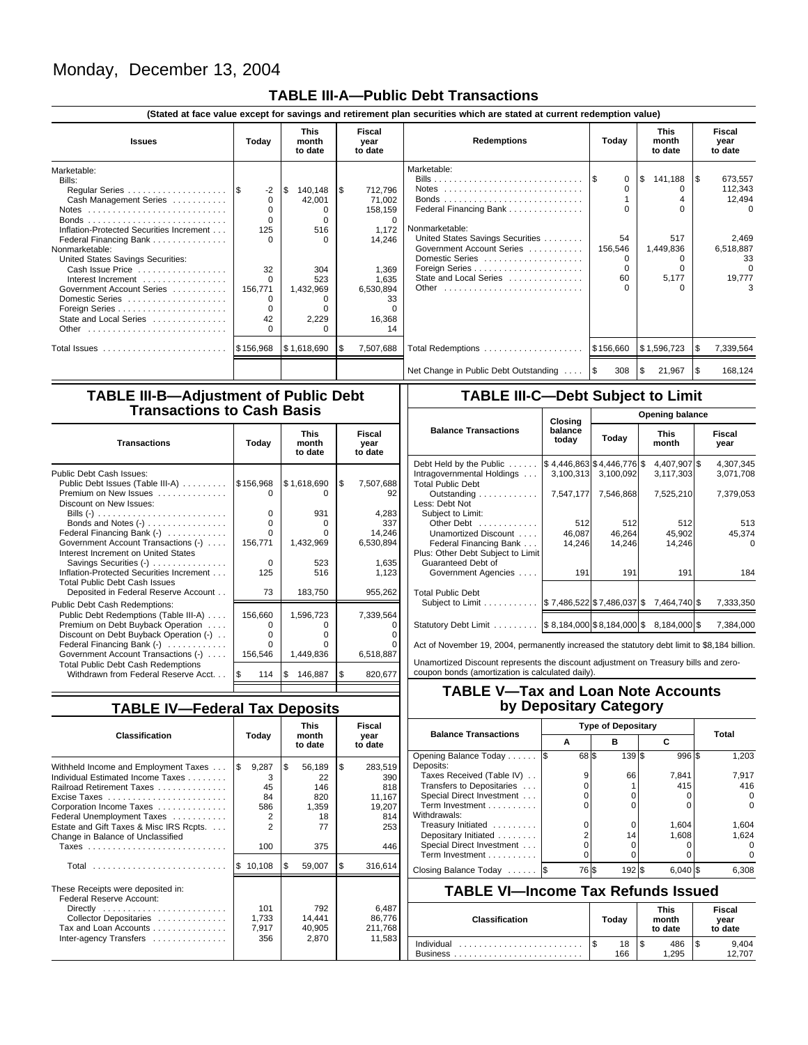Monday, December 13, 2004

## TABLE III-A—Public Debt Transactions

(Stated at face value except for savings and retirement plan securities which are stated at current redemption value)

| Issues | Today | This month to date | Fiscal year to date | Redemptions | Today | This month to date | Fiscal year to date |
|---|---|---|---|---|---|---|---|
| Marketable: | | | | Marketable: | | | |
| Bills: | | | | Bills | $ 0 | $ 141,188 | $ 673,557 |
| Regular Series | $ -2 | $ 140,148 | $ 712,796 | Notes | 0 | 0 | 112,343 |
| Cash Management Series | 0 | 42,001 | 71,002 | Bonds | 1 | 4 | 12,494 |
| Notes | 0 | 0 | 158,159 | Federal Financing Bank | 0 | 0 | 0 |
| Bonds | 0 | 0 | 0 | | | | |
| Inflation-Protected Securities Increment | 125 | 516 | 1,172 | Nonmarketable: | | | |
| Federal Financing Bank | 0 | 0 | 14,246 | United States Savings Securities | 54 | 517 | 2,469 |
| Nonmarketable: | | | | Government Account Series | 156,546 | 1,449,836 | 6,518,887 |
| United States Savings Securities: | | | | Domestic Series | 0 | 0 | 33 |
| Cash Issue Price | 32 | 304 | 1,369 | Foreign Series | 0 | 0 | 0 |
| Interest Increment | 0 | 523 | 1,635 | State and Local Series | 60 | 5,177 | 19,777 |
| Government Account Series | 156,771 | 1,432,969 | 6,530,894 | Other | 0 | 0 | 3 |
| Domestic Series | 0 | 0 | 33 | | | | |
| Foreign Series | 0 | 0 | 0 | | | | |
| State and Local Series | 42 | 2,229 | 16,368 | | | | |
| Other | 0 | 0 | 14 | | | | |
| Total Issues | $ 156,968 | $ 1,618,690 | $ 7,507,688 | Total Redemptions | $ 156,660 | $ 1,596,723 | $ 7,339,564 |
| | | | | Net Change in Public Debt Outstanding | $ 308 | $ 21,967 | $ 168,124 |

## TABLE III-B—Adjustment of Public Debt Transactions to Cash Basis

| Transactions | Today | This month to date | Fiscal year to date |
|---|---|---|---|
| Public Debt Cash Issues: | | | |
| Public Debt Issues (Table III-A) | $ 156,968 | $ 1,618,690 | $ 7,507,688 |
| Premium on New Issues | 0 | 0 | 92 |
| Discount on New Issues: | | | |
| Bills (-) | 0 | 931 | 4,283 |
| Bonds and Notes (-) | 0 | 0 | 337 |
| Federal Financing Bank (-) | 0 | 0 | 14,246 |
| Government Account Transactions (-) | 156,771 | 1,432,969 | 6,530,894 |
| Interest Increment on United States Savings Securities (-) | 0 | 523 | 1,635 |
| Inflation-Protected Securities Increment | 125 | 516 | 1,123 |
| Total Public Debt Cash Issues Deposited in Federal Reserve Account | 73 | 183,750 | 955,262 |
| Public Debt Cash Redemptions: | | | |
| Public Debt Redemptions (Table III-A) | 156,660 | 1,596,723 | 7,339,564 |
| Premium on Debt Buyback Operation | 0 | 0 | 0 |
| Discount on Debt Buyback Operation (-) | 0 | 0 | 0 |
| Federal Financing Bank (-) | 0 | 0 | 0 |
| Government Account Transactions (-) | 156,546 | 1,449,836 | 6,518,887 |
| Total Public Debt Cash Redemptions Withdrawn from Federal Reserve Acct. | $ 114 | $ 146,887 | $ 820,677 |

## TABLE III-C—Debt Subject to Limit

| Balance Transactions | Closing balance today | Opening balance Today | Opening balance This month | Opening balance Fiscal year |
|---|---|---|---|---|
| Debt Held by the Public | $ 4,446,863 | $ 4,446,776 | $ 4,407,907 | $ 4,307,345 |
| Intragovernmental Holdings | 3,100,313 | 3,100,092 | 3,117,303 | 3,071,708 |
| Total Public Debt Outstanding | 7,547,177 | 7,546,868 | 7,525,210 | 7,379,053 |
| Less: Debt Not Subject to Limit: | | | | |
| Other Debt | 512 | 512 | 512 | 513 |
| Unamortized Discount | 46,087 | 46,264 | 45,902 | 45,374 |
| Federal Financing Bank | 14,246 | 14,246 | 14,246 | 0 |
| Plus: Other Debt Subject to Limit Guaranteed Debt of Government Agencies | 191 | 191 | 191 | 184 |
| Total Public Debt Subject to Limit | $ 7,486,522 | $ 7,486,037 | $ 7,464,740 | $ 7,333,350 |
| Statutory Debt Limit | $ 8,184,000 | $ 8,184,000 | $ 8,184,000 | $ 7,384,000 |

Act of November 19, 2004, permanently increased the statutory debt limit to $8,184 billion.

Unamortized Discount represents the discount adjustment on Treasury bills and zero-coupon bonds (amortization is calculated daily).

## TABLE IV—Federal Tax Deposits

| Classification | Today | This month to date | Fiscal year to date |
|---|---|---|---|
| Withheld Income and Employment Taxes | $ 9,287 | $ 56,189 | $ 283,519 |
| Individual Estimated Income Taxes | 3 | 22 | 390 |
| Railroad Retirement Taxes | 45 | 146 | 818 |
| Excise Taxes | 84 | 820 | 11,167 |
| Corporation Income Taxes | 586 | 1,359 | 19,207 |
| Federal Unemployment Taxes | 2 | 18 | 814 |
| Estate and Gift Taxes & Misc IRS Rcpts. | 2 | 77 | 253 |
| Change in Balance of Unclassified Taxes | 100 | 375 | 446 |
| Total | $ 10,108 | $ 59,007 | $ 316,614 |
| These Receipts were deposited in: | | | |
| Federal Reserve Account: | | | |
| Directly | 101 | 792 | 6,487 |
| Collector Depositaries | 1,733 | 14,441 | 86,776 |
| Tax and Loan Accounts | 7,917 | 40,905 | 211,768 |
| Inter-agency Transfers | 356 | 2,870 | 11,583 |

## TABLE V—Tax and Loan Note Accounts by Depositary Category

| Balance Transactions | Type of Depositary A | B | C | Total |
|---|---|---|---|---|
| Opening Balance Today | $ 68 | $ 139 | $ 996 | $ 1,203 |
| Deposits: | | | | |
| Taxes Received (Table IV) | 9 | 66 | 7,841 | 7,917 |
| Transfers to Depositaries | 0 | 1 | 415 | 416 |
| Special Direct Investment | 0 | 0 | 0 | 0 |
| Term Investment | 0 | 0 | 0 | 0 |
| Withdrawals: | | | | |
| Treasury Initiated | 0 | 0 | 1,604 | 1,604 |
| Depositary Initiated | 2 | 14 | 1,608 | 1,624 |
| Special Direct Investment | 0 | 0 | 0 | 0 |
| Term Investment | 0 | 0 | 0 | 0 |
| Closing Balance Today | $ 76 | $ 192 | $ 6,040 | $ 6,308 |

## TABLE VI—Income Tax Refunds Issued

| Classification | Today | This month to date | Fiscal year to date |
|---|---|---|---|
| Individual | $ 18 | $ 486 | $ 9,404 |
| Business | 166 | 1,295 | 12,707 |